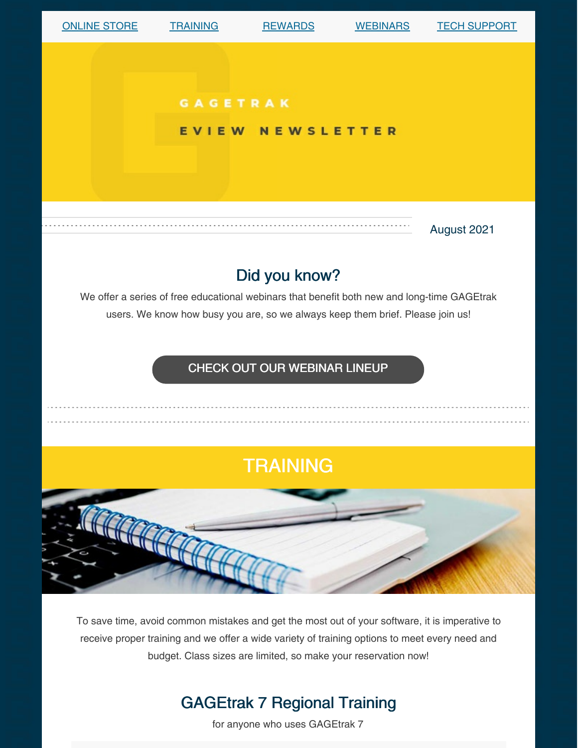ONLINE STORE | TRAINING | REWARDS | WEBINARS | TECH SUPPORT

# GAGETRAK

## EVIEW NEWSLETTER

August 2021

## Did you know?

We offer a series of free educational webinars that benefit both new and long-time GAGEtrak users. We know how busy you are, so we always keep them brief. Please join us!

CHECK OUT OUR WEBINAR LINEUP

## TRAINING

To save time, avoid common mistakes and get the most out of your software, it is imperative to receive proper training and we offer a wide variety of training options to meet every need and budget. Class sizes are limited, so make your reservation now!

### GAGEtrak 7 Regional Training

for anyone who uses GAGEtrak 7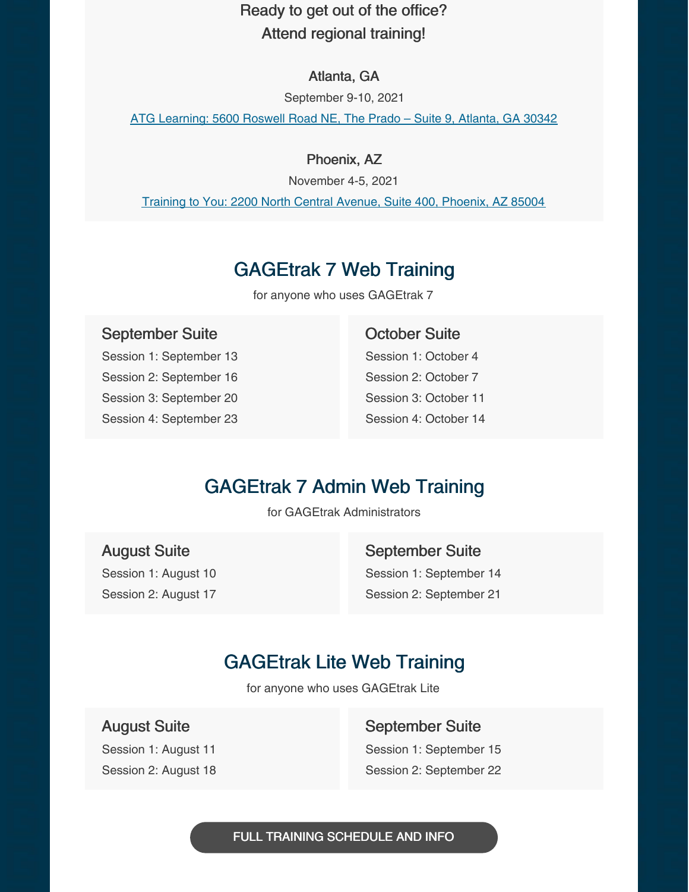Ready to get out of the office?
Attend regional training!

**Atlanta, GA**

September 9-10, 2021

[ATG Learning: 5600 Roswell Road NE, The Prado – Suite 9, Atlanta, GA 30342]

**Phoenix, AZ**

November 4-5, 2021

[Training to You: 2200 North Central Avenue, Suite 400, Phoenix, AZ 85004]

## GAGEtrak 7 Web Training

for anyone who uses GAGEtrak 7

### September Suite

Session 1: September 13

Session 2: September 16

Session 3: September 20

Session 4: September 23

### October Suite

Session 1: October 4

Session 2: October 7

Session 3: October 11

Session 4: October 14

## GAGEtrak 7 Admin Web Training

for GAGEtrak Administrators

### August Suite

Session 1: August 10

Session 2: August 17

### September Suite

Session 1: September 14

Session 2: September 21

## GAGEtrak Lite Web Training

for anyone who uses GAGEtrak Lite

### August Suite

Session 1: August 11

Session 2: August 18

### September Suite

Session 1: September 15

Session 2: September 22

FULL TRAINING SCHEDULE AND INFO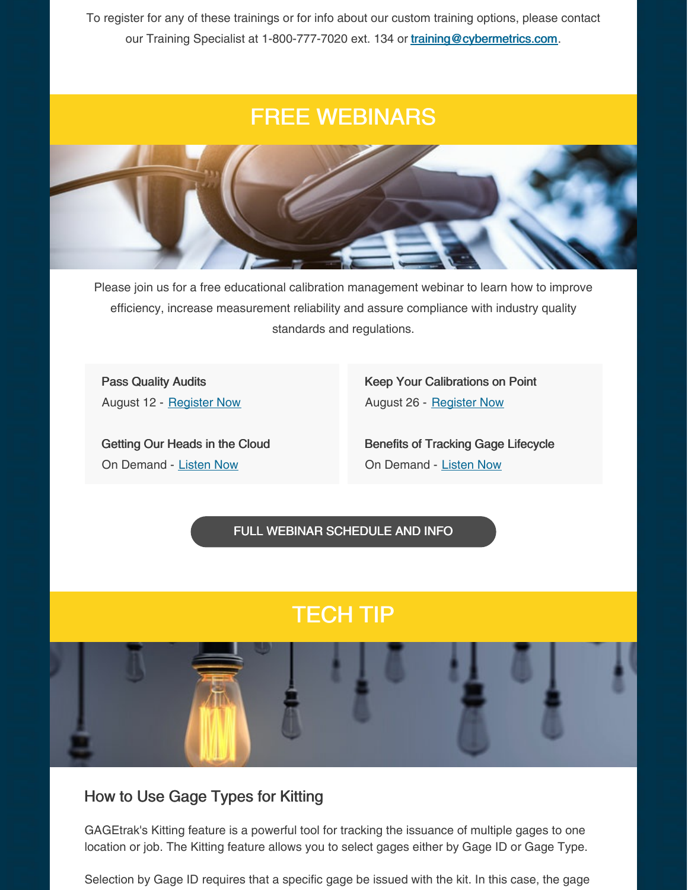To register for any of these trainings or for info about our custom training options, please contact our Training Specialist at 1-800-777-7020 ext. 134 or training@cybermetrics.com.

# FREE WEBINARS

Please join us for a free educational calibration management webinar to learn how to improve efficiency, increase measurement reliability and assure compliance with industry quality standards and regulations.

**Pass Quality Audits**
August 12 - Register Now

**Getting Our Heads in the Cloud**
On Demand - Listen Now

**Keep Your Calibrations on Point**
August 26 - Register Now

**Benefits of Tracking Gage Lifecycle**
On Demand - Listen Now

FULL WEBINAR SCHEDULE AND INFO

# TECH TIP

## How to Use Gage Types for Kitting

GAGEtrak's Kitting feature is a powerful tool for tracking the issuance of multiple gages to one location or job. The Kitting feature allows you to select gages either by Gage ID or Gage Type.

Selection by Gage ID requires that a specific gage be issued with the kit. In this case, the gage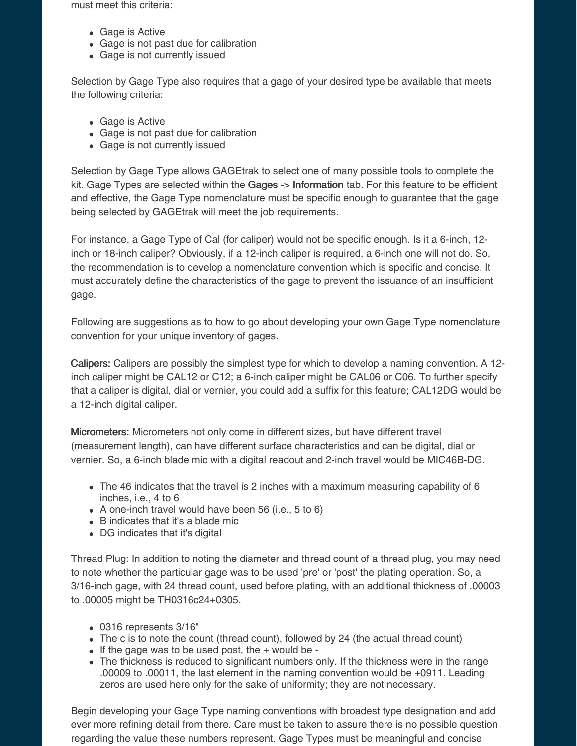must meet this criteria:

- Gage is Active
- Gage is not past due for calibration
- Gage is not currently issued

Selection by Gage Type also requires that a gage of your desired type be available that meets the following criteria:

- Gage is Active
- Gage is not past due for calibration
- Gage is not currently issued

Selection by Gage Type allows GAGEtrak to select one of many possible tools to complete the kit. Gage Types are selected within the **Gages -> Information** tab. For this feature to be efficient and effective, the Gage Type nomenclature must be specific enough to guarantee that the gage being selected by GAGEtrak will meet the job requirements.

For instance, a Gage Type of Cal (for caliper) would not be specific enough. Is it a 6-inch, 12-inch or 18-inch caliper? Obviously, if a 12-inch caliper is required, a 6-inch one will not do. So, the recommendation is to develop a nomenclature convention which is specific and concise. It must accurately define the characteristics of the gage to prevent the issuance of an insufficient gage.

Following are suggestions as to how to go about developing your own Gage Type nomenclature convention for your unique inventory of gages.

**Calipers:** Calipers are possibly the simplest type for which to develop a naming convention. A 12-inch caliper might be CAL12 or C12; a 6-inch caliper might be CAL06 or C06. To further specify that a caliper is digital, dial or vernier, you could add a suffix for this feature; CAL12DG would be a 12-inch digital caliper.

**Micrometers:** Micrometers not only come in different sizes, but have different travel (measurement length), can have different surface characteristics and can be digital, dial or vernier. So, a 6-inch blade mic with a digital readout and 2-inch travel would be MIC46B-DG.

- The 46 indicates that the travel is 2 inches with a maximum measuring capability of 6 inches, i.e., 4 to 6
- A one-inch travel would have been 56 (i.e., 5 to 6)
- B indicates that it's a blade mic
- DG indicates that it's digital

Thread Plug: In addition to noting the diameter and thread count of a thread plug, you may need to note whether the particular gage was to be used 'pre' or 'post' the plating operation. So, a 3/16-inch gage, with 24 thread count, used before plating, with an additional thickness of .00003 to .00005 might be TH0316c24+0305.

- 0316 represents 3/16"
- The c is to note the count (thread count), followed by 24 (the actual thread count)
- If the gage was to be used post, the + would be -
- The thickness is reduced to significant numbers only. If the thickness were in the range .00009 to .00011, the last element in the naming convention would be +0911. Leading zeros are used here only for the sake of uniformity; they are not necessary.

Begin developing your Gage Type naming conventions with broadest type designation and add ever more refining detail from there. Care must be taken to assure there is no possible question regarding the value these numbers represent. Gage Types must be meaningful and concise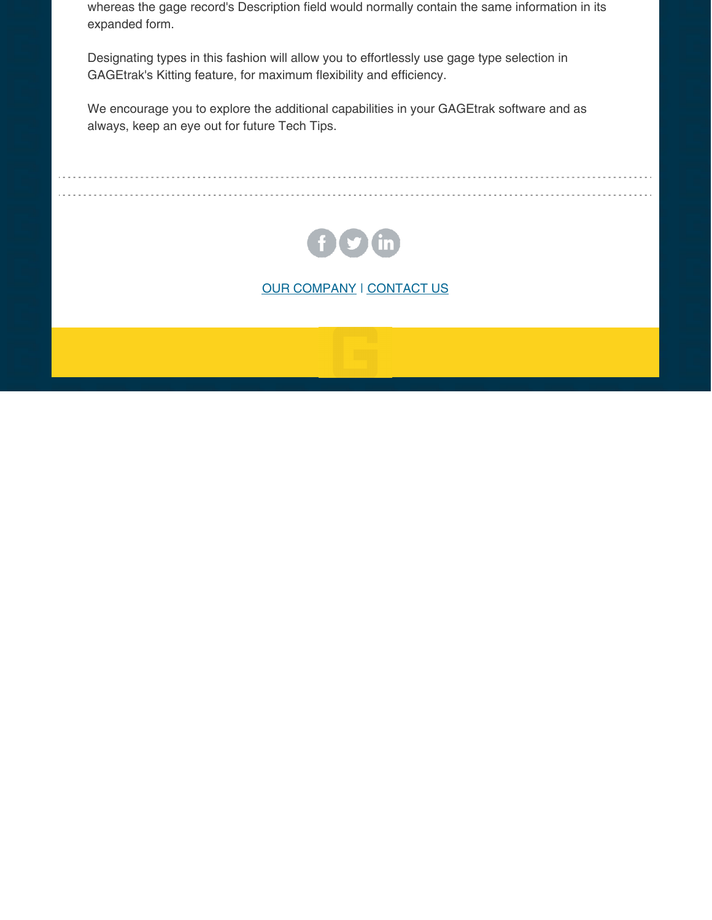whereas the gage record's Description field would normally contain the same information in its expanded form.

Designating types in this fashion will allow you to effortlessly use gage type selection in GAGEtrak's Kitting feature, for maximum flexibility and efficiency.

We encourage you to explore the additional capabilities in your GAGEtrak software and as always, keep an eye out for future Tech Tips.

OUR COMPANY | CONTACT US